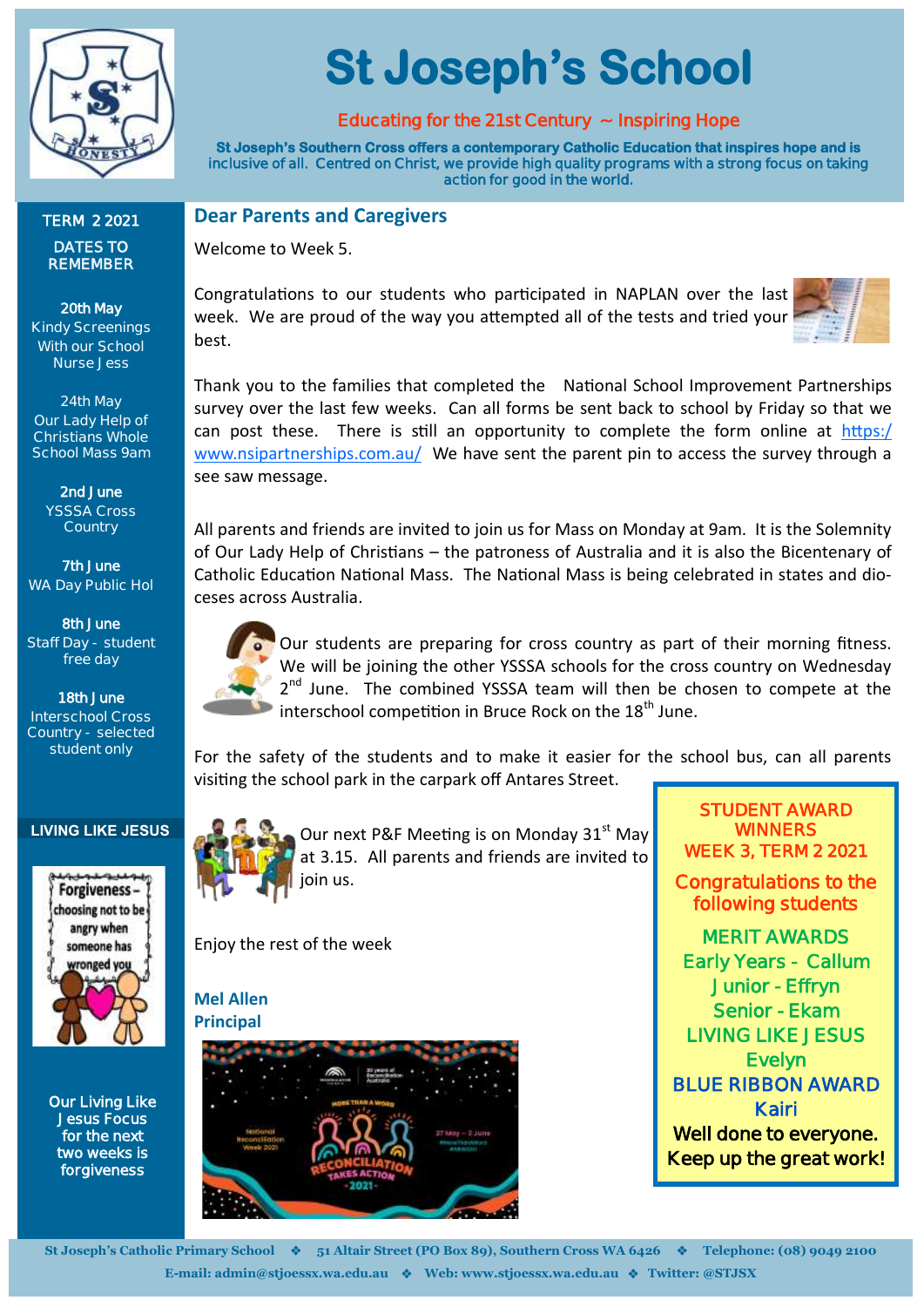# St Joseph's School

Educating for the 21st Century ~ Inspiring Hope

**St Joseph's Southern Cross offers a contemporary Catholic Education that inspires hope and is inclusive of all. Centred on Christ, we provide high quality programs with a strong focus on taking action for good in the world.**

## Dear Parents and Caregivers

Welcome to Week 5.

Congratulations to our students who participated in NAPLAN over the last week. We are proud of the way you attempted all of the tests and tried your best.

Thank you to the families that completed the National School Improvement Partnerships survey over the last few weeks. Can all forms be sent back to school by Friday so that we can post these. There is still an opportunity to complete the form online at https://www.nsipartnerships.com.au/ We have sent the parent pin to access the survey through a see saw message.

All parents and friends are invited to join us for Mass on Monday at 9am. It is the Solemnity of Our Lady Help of Christians – the patroness of Australia and it is also the Bicentenary of Catholic Education National Mass. The National Mass is being celebrated in states and dioceses across Australia.

Our students are preparing for cross country as part of their morning fitness. We will be joining the other YSSSA schools for the cross country on Wednesday 2nd June. The combined YSSSA team will then be chosen to compete at the interschool competition in Bruce Rock on the 18th June.

For the safety of the students and to make it easier for the school bus, can all parents visiting the school park in the carpark off Antares Street.

Our next P&F Meeting is on Monday 31st May at 3.15. All parents and friends are invited to join us.

Enjoy the rest of the week

**Mel Allen**
**Principal**

### TERM 2 2021

### DATES TO REMEMBER

**20th May**
Kindy Screenings With our School Nurse Jess

**24th May**
Our Lady Help of Christians Whole School Mass 9am

**2nd June**
YSSSA Cross Country

**7th June**
WA Day Public Hol

**8th June**
Staff Day - student free day

**18th June**
Interschool Cross Country - selected student only

### LIVING LIKE JESUS

Forgiveness – choosing not to be angry when someone has wronged you

**Our Living Like Jesus Focus for the next two weeks is forgiveness**

### STUDENT AWARD WINNERS WEEK 3, TERM 2 2021

Congratulations to the following students

**MERIT AWARDS**
Early Years - Callum
Junior - Effryn
Senior - Ekam

**LIVING LIKE JESUS**
Evelyn

**BLUE RIBBON AWARD**
Kairi

**Well done to everyone. Keep up the great work!**

St Joseph's Catholic Primary School ❖ 51 Altair Street (PO Box 89), Southern Cross WA 6426 ❖ Telephone: (08) 9049 2100
E-mail: admin@stjoessx.wa.edu.au ❖ Web: www.stjoessx.wa.edu.au ❖ Twitter: @STJSX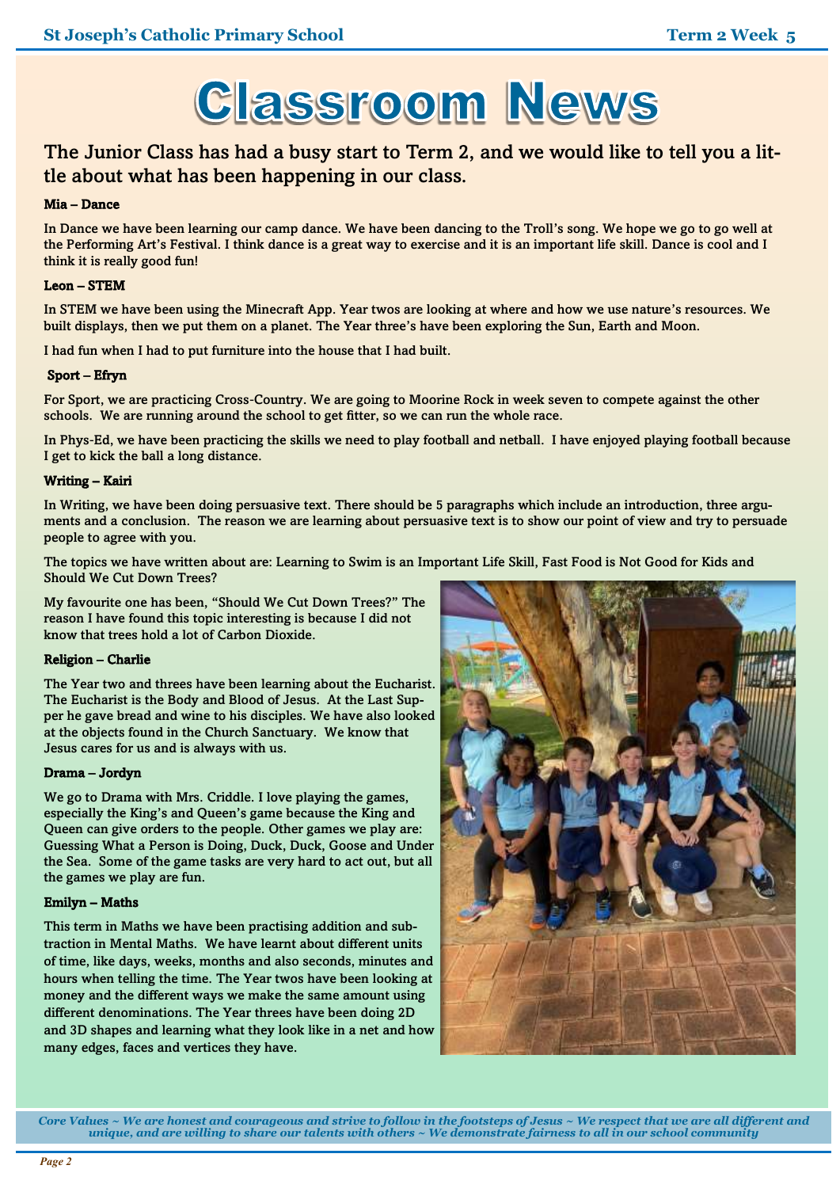# Classroom News

## The Junior Class has had a busy start to Term 2, and we would like to tell you a little about what has been happening in our class.

**Mia – Dance**

In Dance we have been learning our camp dance. We have been dancing to the Troll's song. We hope we go to go well at the Performing Art's Festival. I think dance is a great way to exercise and it is an important life skill. Dance is cool and I think it is really good fun!

**Leon – STEM**

In STEM we have been using the Minecraft App. Year twos are looking at where and how we use nature's resources. We built displays, then we put them on a planet. The Year three's have been exploring the Sun, Earth and Moon.

I had fun when I had to put furniture into the house that I had built.

**Sport – Efryn**

For Sport, we are practicing Cross-Country. We are going to Moorine Rock in week seven to compete against the other schools. We are running around the school to get fitter, so we can run the whole race.

In Phys-Ed, we have been practicing the skills we need to play football and netball. I have enjoyed playing football because I get to kick the ball a long distance.

**Writing – Kairi**

In Writing, we have been doing persuasive text. There should be 5 paragraphs which include an introduction, three arguments and a conclusion. The reason we are learning about persuasive text is to show our point of view and try to persuade people to agree with you.

The topics we have written about are: Learning to Swim is an Important Life Skill, Fast Food is Not Good for Kids and Should We Cut Down Trees?

My favourite one has been, "Should We Cut Down Trees?" The reason I have found this topic interesting is because I did not know that trees hold a lot of Carbon Dioxide.

**Religion – Charlie**

The Year two and threes have been learning about the Eucharist. The Eucharist is the Body and Blood of Jesus. At the Last Supper he gave bread and wine to his disciples. We have also looked at the objects found in the Church Sanctuary. We know that Jesus cares for us and is always with us.

**Drama – Jordyn**

We go to Drama with Mrs. Criddle. I love playing the games, especially the King's and Queen's game because the King and Queen can give orders to the people. Other games we play are: Guessing What a Person is Doing, Duck, Duck, Goose and Under the Sea. Some of the game tasks are very hard to act out, but all the games we play are fun.

**Emilyn – Maths**

This term in Maths we have been practising addition and subtraction in Mental Maths. We have learnt about different units of time, like days, weeks, months and also seconds, minutes and hours when telling the time. The Year twos have been looking at money and the different ways we make the same amount using different denominations. The Year threes have been doing 2D and 3D shapes and learning what they look like in a net and how many edges, faces and vertices they have.

*Core Values ~ We are honest and courageous and strive to follow in the footsteps of Jesus ~ We respect that we are all different and unique, and are willing to share our talents with others ~ We demonstrate fairness to all in our school community*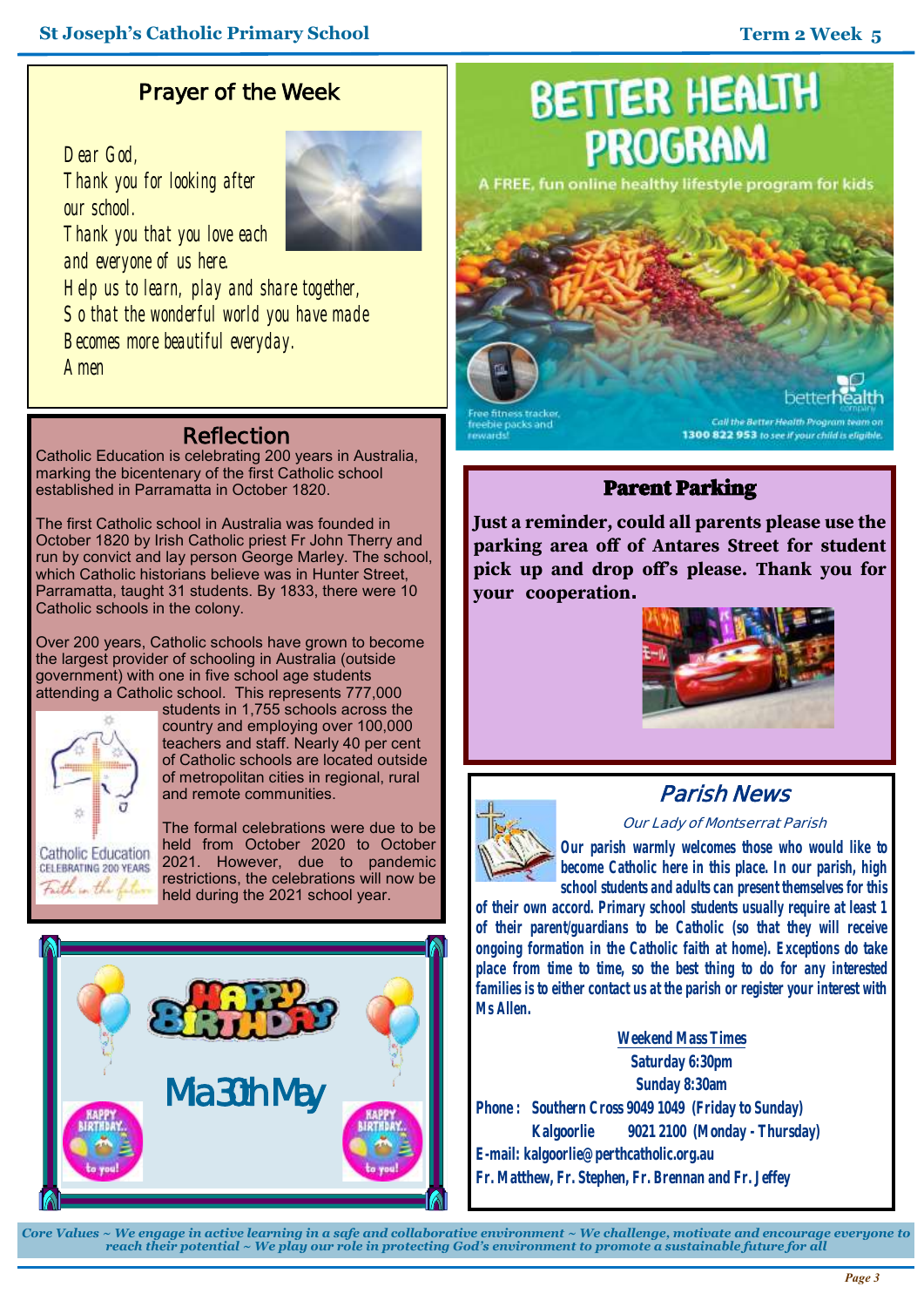## Prayer of the Week

*Dear God,*
*Thank you for looking after our school.*
*Thank you that you love each and everyone of us here.*
*Help us to learn, play and share together,*
*So that the wonderful world you have made*
*Becomes more beautiful everyday.*
*Amen*

## Reflection

Catholic Education is celebrating 200 years in Australia, marking the bicentenary of the first Catholic school established in Parramatta in October 1820.

The first Catholic school in Australia was founded in October 1820 by Irish Catholic priest Fr John Therry and run by convict and lay person George Marley. The school, which Catholic historians believe was in Hunter Street, Parramatta, taught 31 students. By 1833, there were 10 Catholic schools in the colony.

Over 200 years, Catholic schools have grown to become the largest provider of schooling in Australia (outside government) with one in five school age students attending a Catholic school. This represents 777,000 students in 1,755 schools across the country and employing over 100,000 teachers and staff. Nearly 40 per cent of Catholic schools are located outside of metropolitan cities in regional, rural and remote communities.

The formal celebrations were due to be held from October 2020 to October 2021. However, due to pandemic restrictions, the celebrations will now be held during the 2021 school year.

Catholic Education CELEBRATING 200 YEARS *Faith in the future*

# HAPPY BIRTHDAY

Mia 30th May

# BETTER HEALTH PROGRAM

A FREE, fun online healthy lifestyle program for kids

Free fitness tracker, freebie packs and rewards!

betterhealth company

*Call the Better Health Program team on* **1300 822 953** *to see if your child is eligible.*

## Parent Parking

**Just a reminder, could all parents please use the parking area off of Antares Street for student pick up and drop off's please. Thank you for your cooperation.**

## *Parish News*

*Our Lady of Montserrat Parish*

**Our parish warmly welcomes those who would like to become Catholic here in this place. In our parish, high school students and adults can present themselves for this of their own accord. Primary school students usually require at least 1 of their parent/guardians to be Catholic (so that they will receive ongoing formation in the Catholic faith at home). Exceptions do take place from time to time, so the best thing to do for any interested families is to either contact us at the parish or register your interest with Ms Allen.**

**Weekend Mass Times**
**Saturday 6:30pm**
**Sunday 8:30am**

**Phone: Southern Cross 9049 1049 (Friday to Sunday)**
**Kalgoorlie 9021 2100 (Monday - Thursday)**
**E-mail: kalgoorlie@perthcatholic.org.au**
**Fr. Matthew, Fr. Stephen, Fr. Brennan and Fr. Jeffey**

*Core Values ~ We engage in active learning in a safe and collaborative environment ~ We challenge, motivate and encourage everyone to reach their potential ~ We play our role in protecting God's environment to promote a sustainable future for all*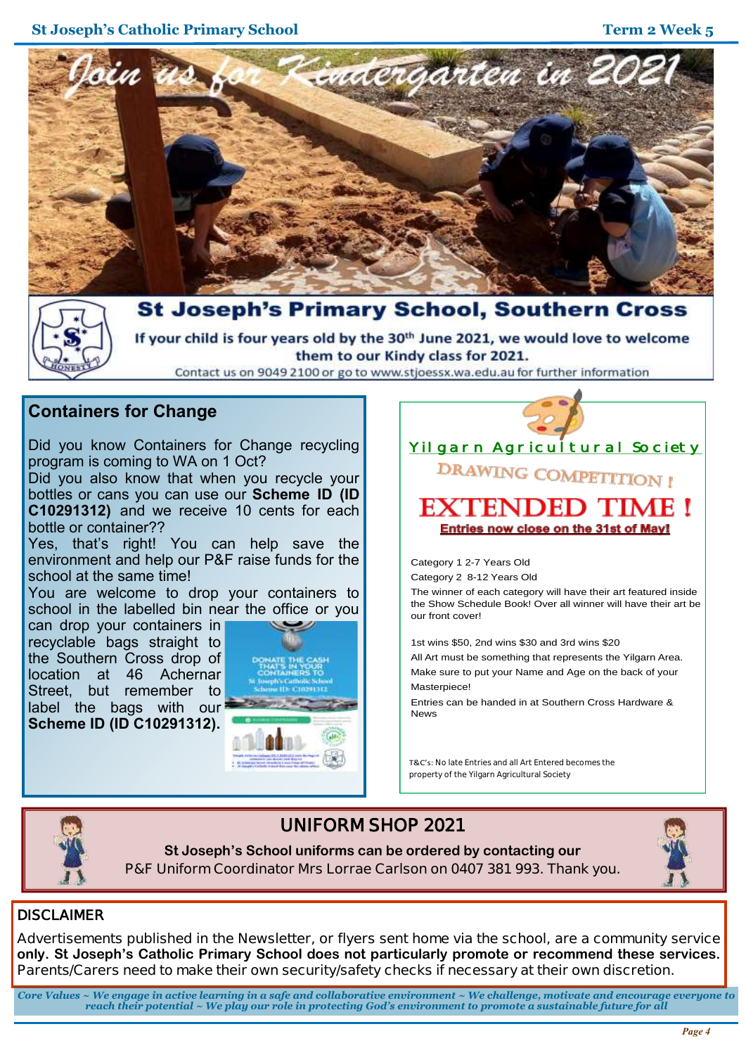# Join us for Kindergarten in 2021

## St Joseph's Primary School, Southern Cross

**If your child is four years old by the 30th June 2021, we would love to welcome them to our Kindy class for 2021.**

Contact us on 9049 2100 or go to www.stjoessx.wa.edu.au for further information

## Containers for Change

Did you know Containers for Change recycling program is coming to WA on 1 Oct?

Did you also know that when you recycle your bottles or cans you can use our **Scheme ID (ID C10291312)** and we receive 10 cents for each bottle or container??

Yes, that's right! You can help save the environment and help our P&F raise funds for the school at the same time!

You are welcome to drop your containers to school in the labelled bin near the office or you can drop your containers in recyclable bags straight to the Southern Cross drop of location at 46 Achernar Street, but remember to label the bags with our **Scheme ID (ID C10291312).**

DONATE THE CASH THAT'S IN YOUR CONTAINERS TO St Joseph's Catholic School Scheme ID: C10291312

## Yilgarn Agricultural Society

### DRAWING COMPETITION !

# EXTENDED TIME !

**Entries now close on the 31st of May!**

Category 1 2-7 Years Old

Category 2 8-12 Years Old

The winner of each category will have their art featured inside the Show Schedule Book! Over all winner will have their art be our front cover!

1st wins $50, 2nd wins $30 and 3rd wins $20

All Art must be something that represents the Yilgarn Area.

Make sure to put your Name and Age on the back of your Masterpiece!

Entries can be handed in at Southern Cross Hardware & News

T&C's: No late Entries and all Art Entered becomes the property of the Yilgarn Agricultural Society

## UNIFORM SHOP 2021

**St Joseph's School uniforms can be ordered by contacting our** P&F Uniform Coordinator Mrs Lorrae Carlson on 0407 381 993. Thank you.

## DISCLAIMER

Advertisements published in the Newsletter, or flyers sent home via the school, are a community service **only. St Joseph's Catholic Primary School does not particularly promote or recommend these services.** Parents/Carers need to make their own security/safety checks if necessary at their own discretion.

*Core Values ~ We engage in active learning in a safe and collaborative environment ~ We challenge, motivate and encourage everyone to reach their potential ~ We play our role in protecting God's environment to promote a sustainable future for all*